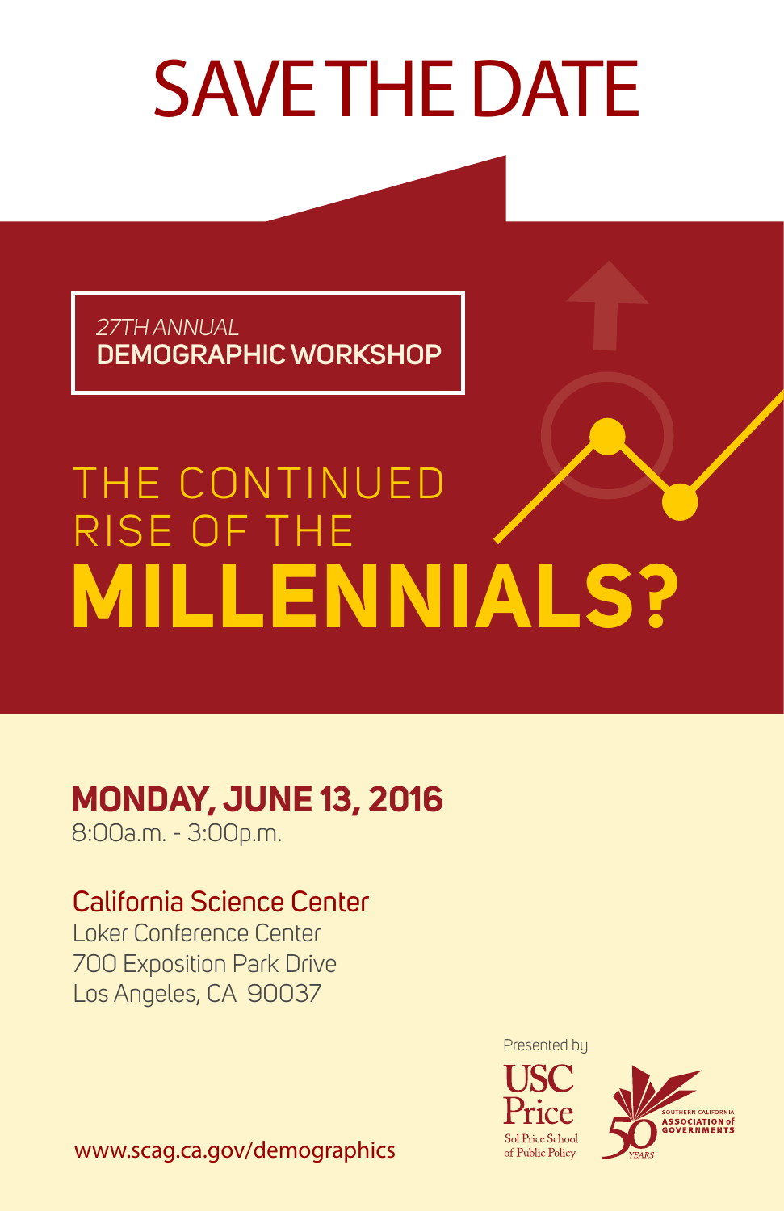# SAVE THE DATE

*27TH ANNUAL*
**DEMOGRAPHIC WORKSHOP**

## THE CONTINUED RISE OF THE **MILLENNIALS?**

**MONDAY, JUNE 13, 2016**
8:00a.m. - 3:00p.m.

California Science Center
Loker Conference Center
700 Exposition Park Drive
Los Angeles, CA 90037

Presented by

USC Price
Sol Price School of Public Policy

Southern California Association of Governments
50 Years

www.scag.ca.gov/demographics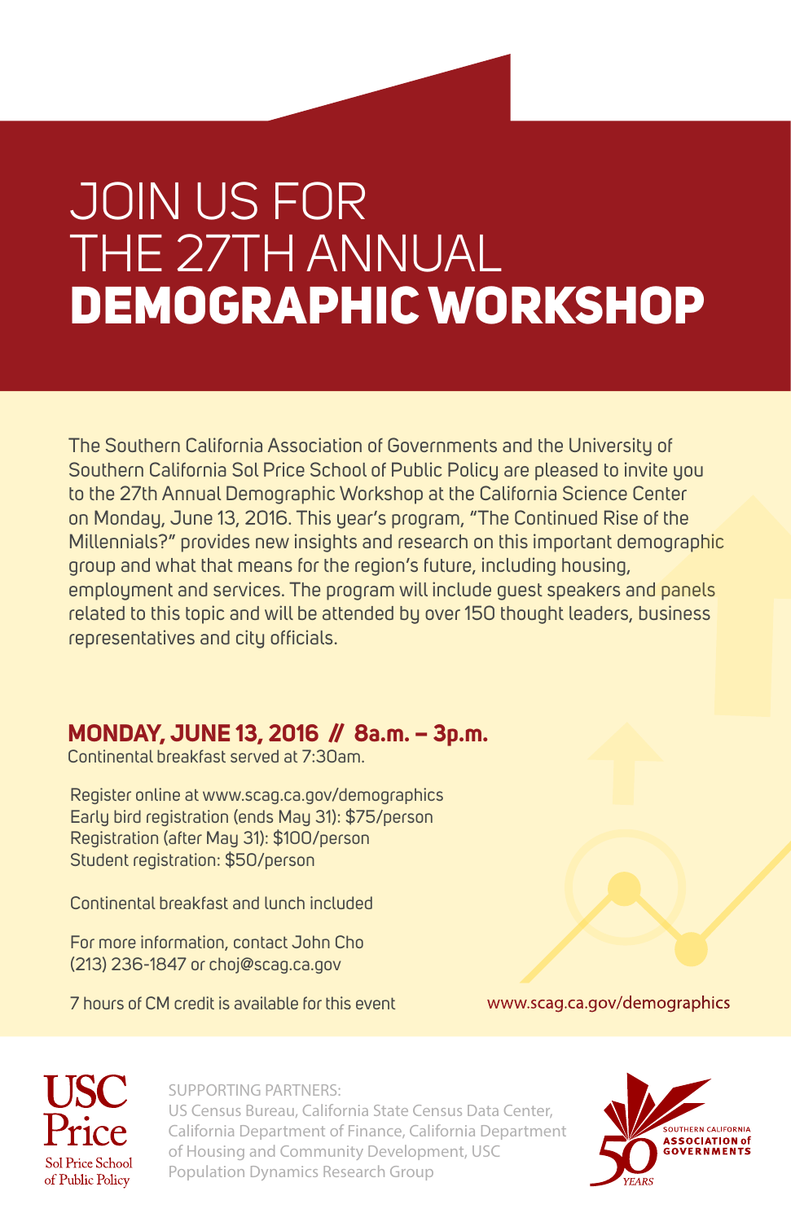# JOIN US FOR THE 27TH ANNUAL **DEMOGRAPHIC WORKSHOP**

The Southern California Association of Governments and the University of Southern California Sol Price School of Public Policy are pleased to invite you to the 27th Annual Demographic Workshop at the California Science Center on Monday, June 13, 2016. This year's program, "The Continued Rise of the Millennials?" provides new insights and research on this important demographic group and what that means for the region's future, including housing, employment and services. The program will include guest speakers and panels related to this topic and will be attended by over 150 thought leaders, business representatives and city officials.

## MONDAY, JUNE 13, 2016 // 8a.m. – 3p.m.

Continental breakfast served at 7:30am.

Register online at www.scag.ca.gov/demographics
Early bird registration (ends May 31): $75/person
Registration (after May 31): $100/person
Student registration: $50/person

Continental breakfast and lunch included

For more information, contact John Cho
(213) 236-1847 or choj@scag.ca.gov

7 hours of CM credit is available for this event

www.scag.ca.gov/demographics

USC Price
Sol Price School of Public Policy

SUPPORTING PARTNERS:
US Census Bureau, California State Census Data Center, California Department of Finance, California Department of Housing and Community Development, USC Population Dynamics Research Group

SOUTHERN CALIFORNIA ASSOCIATION of GOVERNMENTS
50 YEARS